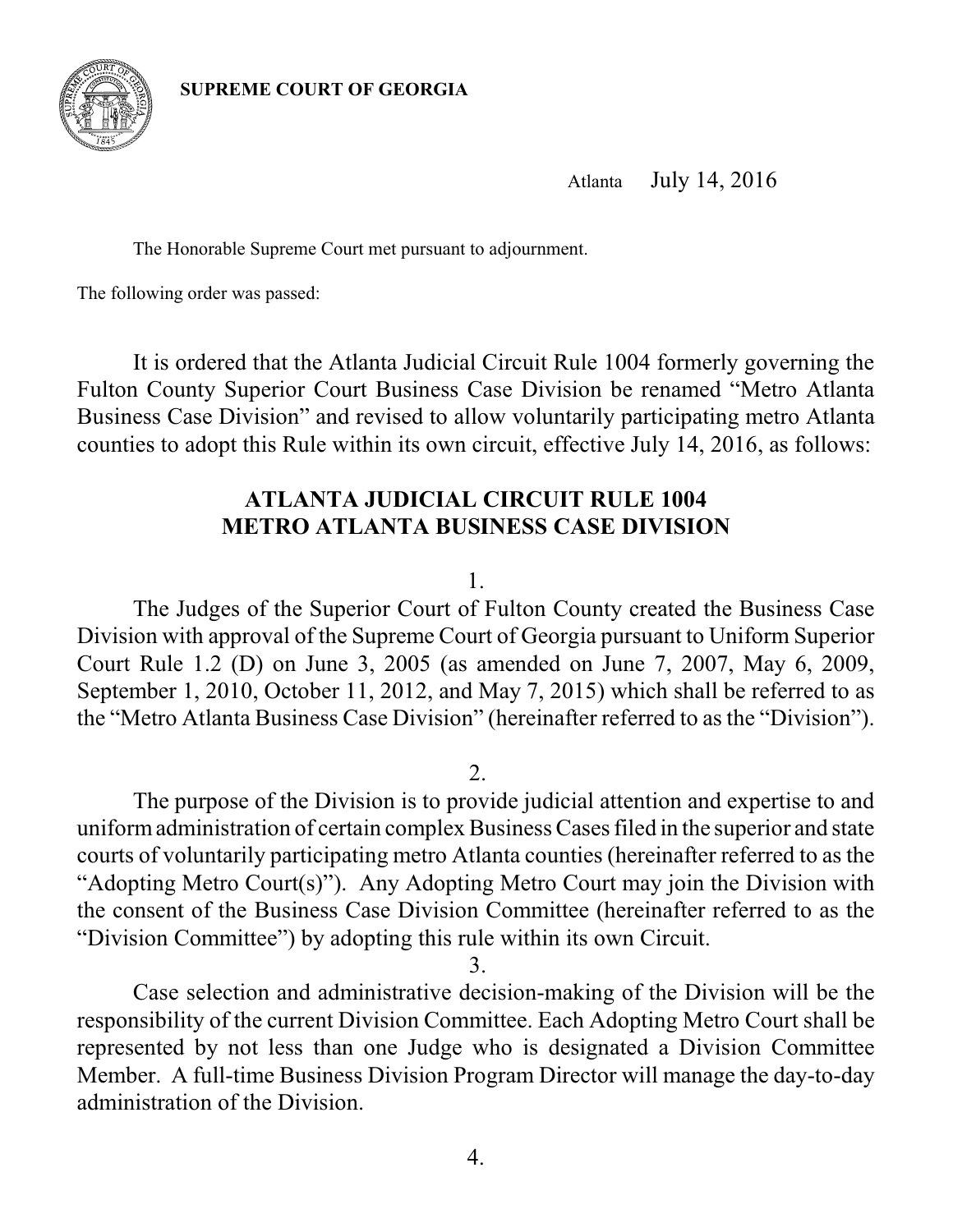**SUPREME COURT OF GEORGIA**

Atlanta July 14, 2016

The Honorable Supreme Court met pursuant to adjournment.

The following order was passed:

It is ordered that the Atlanta Judicial Circuit Rule 1004 formerly governing the Fulton County Superior Court Business Case Division be renamed "Metro Atlanta Business Case Division" and revised to allow voluntarily participating metro Atlanta counties to adopt this Rule within its own circuit, effective July 14, 2016, as follows:

## ATLANTA JUDICIAL CIRCUIT RULE 1004
## METRO ATLANTA BUSINESS CASE DIVISION

1.

The Judges of the Superior Court of Fulton County created the Business Case Division with approval of the Supreme Court of Georgia pursuant to Uniform Superior Court Rule 1.2 (D) on June 3, 2005 (as amended on June 7, 2007, May 6, 2009, September 1, 2010, October 11, 2012, and May 7, 2015) which shall be referred to as the "Metro Atlanta Business Case Division" (hereinafter referred to as the "Division").

2.

The purpose of the Division is to provide judicial attention and expertise to and uniform administration of certain complex Business Cases filed in the superior and state courts of voluntarily participating metro Atlanta counties (hereinafter referred to as the "Adopting Metro Court(s)"). Any Adopting Metro Court may join the Division with the consent of the Business Case Division Committee (hereinafter referred to as the "Division Committee") by adopting this rule within its own Circuit.

3.

Case selection and administrative decision-making of the Division will be the responsibility of the current Division Committee. Each Adopting Metro Court shall be represented by not less than one Judge who is designated a Division Committee Member. A full-time Business Division Program Director will manage the day-to-day administration of the Division.

4.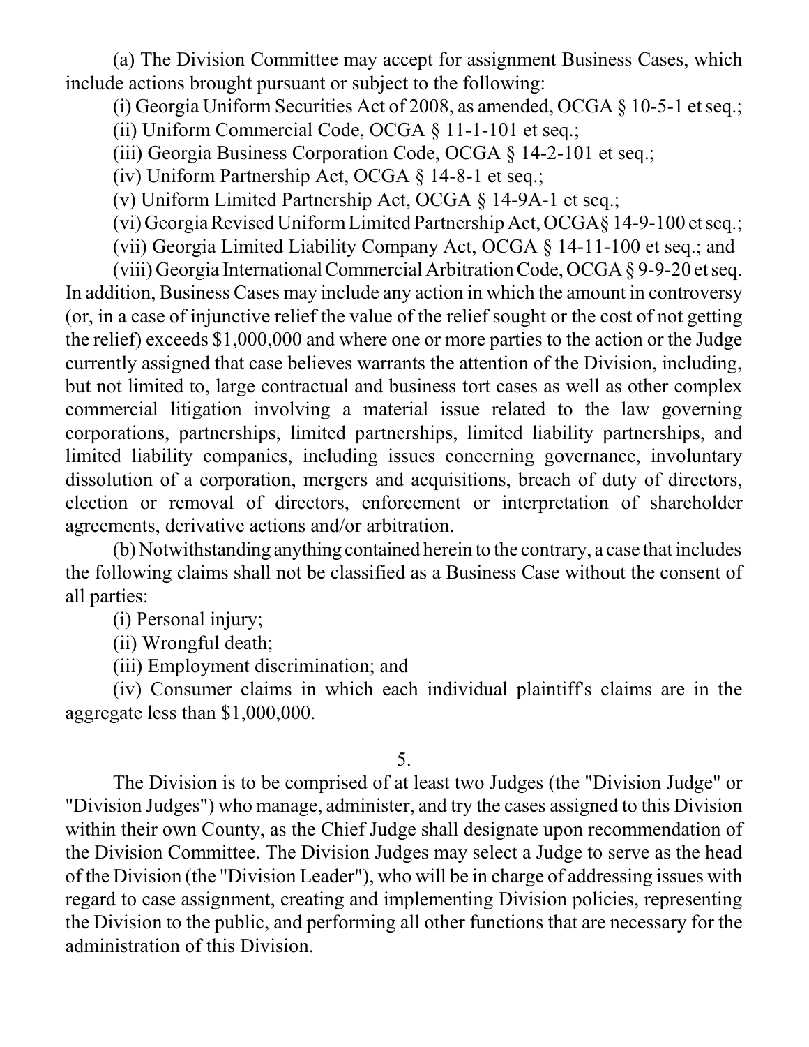(a) The Division Committee may accept for assignment Business Cases, which include actions brought pursuant or subject to the following:

(i) Georgia Uniform Securities Act of 2008, as amended, OCGA § 10-5-1 et seq.;

(ii) Uniform Commercial Code, OCGA § 11-1-101 et seq.;

(iii) Georgia Business Corporation Code, OCGA § 14-2-101 et seq.;

(iv) Uniform Partnership Act, OCGA § 14-8-1 et seq.;

(v) Uniform Limited Partnership Act, OCGA § 14-9A-1 et seq.;

(vi) Georgia Revised Uniform Limited Partnership Act, OCGA§ 14-9-100 et seq.;

(vii) Georgia Limited Liability Company Act, OCGA § 14-11-100 et seq.; and

(viii) Georgia International Commercial Arbitration Code, OCGA § 9-9-20 et seq.

In addition, Business Cases may include any action in which the amount in controversy (or, in a case of injunctive relief the value of the relief sought or the cost of not getting the relief) exceeds $1,000,000 and where one or more parties to the action or the Judge currently assigned that case believes warrants the attention of the Division, including, but not limited to, large contractual and business tort cases as well as other complex commercial litigation involving a material issue related to the law governing corporations, partnerships, limited partnerships, limited liability partnerships, and limited liability companies, including issues concerning governance, involuntary dissolution of a corporation, mergers and acquisitions, breach of duty of directors, election or removal of directors, enforcement or interpretation of shareholder agreements, derivative actions and/or arbitration.

(b) Notwithstanding anything contained herein to the contrary, a case that includes the following claims shall not be classified as a Business Case without the consent of all parties:

(i) Personal injury;

(ii) Wrongful death;

(iii) Employment discrimination; and

(iv) Consumer claims in which each individual plaintiff's claims are in the aggregate less than $1,000,000.

5.

The Division is to be comprised of at least two Judges (the "Division Judge" or "Division Judges") who manage, administer, and try the cases assigned to this Division within their own County, as the Chief Judge shall designate upon recommendation of the Division Committee. The Division Judges may select a Judge to serve as the head of the Division (the "Division Leader"), who will be in charge of addressing issues with regard to case assignment, creating and implementing Division policies, representing the Division to the public, and performing all other functions that are necessary for the administration of this Division.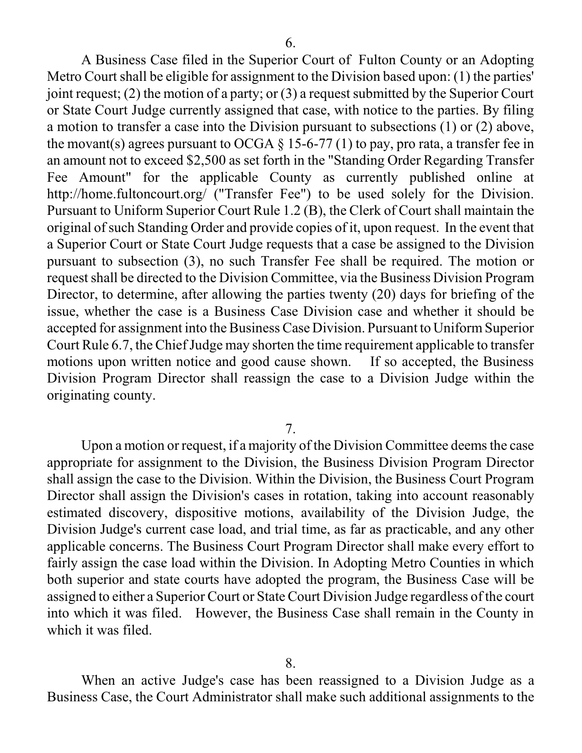6.

A Business Case filed in the Superior Court of Fulton County or an Adopting Metro Court shall be eligible for assignment to the Division based upon: (1) the parties' joint request; (2) the motion of a party; or (3) a request submitted by the Superior Court or State Court Judge currently assigned that case, with notice to the parties. By filing a motion to transfer a case into the Division pursuant to subsections (1) or (2) above, the movant(s) agrees pursuant to OCGA § 15-6-77 (1) to pay, pro rata, a transfer fee in an amount not to exceed $2,500 as set forth in the "Standing Order Regarding Transfer Fee Amount" for the applicable County as currently published online at http://home.fultoncourt.org/ ("Transfer Fee") to be used solely for the Division. Pursuant to Uniform Superior Court Rule 1.2 (B), the Clerk of Court shall maintain the original of such Standing Order and provide copies of it, upon request. In the event that a Superior Court or State Court Judge requests that a case be assigned to the Division pursuant to subsection (3), no such Transfer Fee shall be required. The motion or request shall be directed to the Division Committee, via the Business Division Program Director, to determine, after allowing the parties twenty (20) days for briefing of the issue, whether the case is a Business Case Division case and whether it should be accepted for assignment into the Business Case Division. Pursuant to Uniform Superior Court Rule 6.7, the Chief Judge may shorten the time requirement applicable to transfer motions upon written notice and good cause shown. If so accepted, the Business Division Program Director shall reassign the case to a Division Judge within the originating county.

7.

Upon a motion or request, if a majority of the Division Committee deems the case appropriate for assignment to the Division, the Business Division Program Director shall assign the case to the Division. Within the Division, the Business Court Program Director shall assign the Division's cases in rotation, taking into account reasonably estimated discovery, dispositive motions, availability of the Division Judge, the Division Judge's current case load, and trial time, as far as practicable, and any other applicable concerns. The Business Court Program Director shall make every effort to fairly assign the case load within the Division. In Adopting Metro Counties in which both superior and state courts have adopted the program, the Business Case will be assigned to either a Superior Court or State Court Division Judge regardless of the court into which it was filed. However, the Business Case shall remain in the County in which it was filed.

8.

When an active Judge's case has been reassigned to a Division Judge as a Business Case, the Court Administrator shall make such additional assignments to the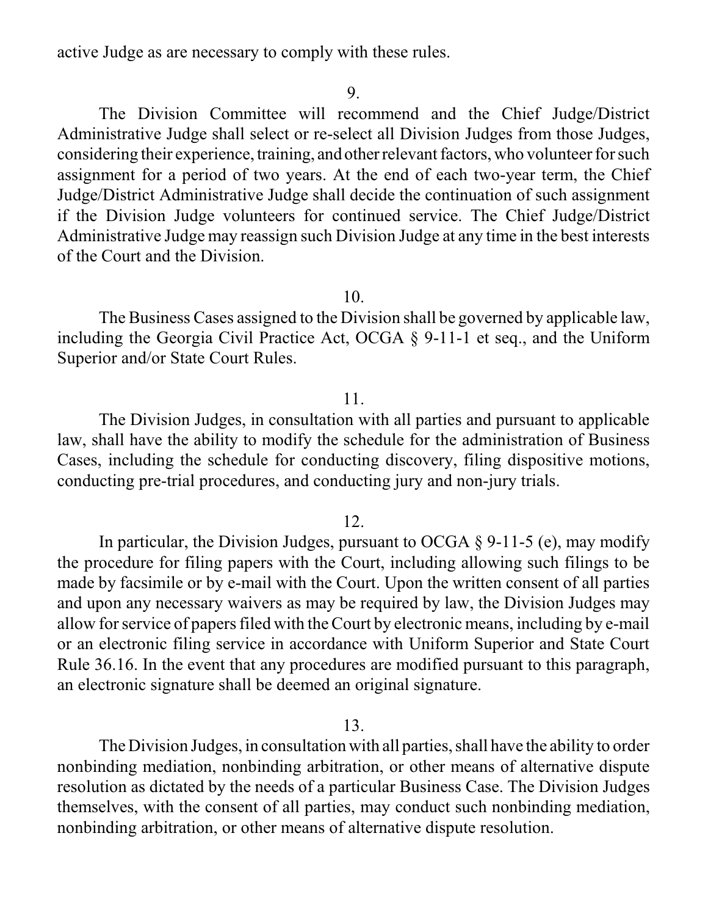active Judge as are necessary to comply with these rules.

9.

The Division Committee will recommend and the Chief Judge/District Administrative Judge shall select or re-select all Division Judges from those Judges, considering their experience, training, and other relevant factors, who volunteer for such assignment for a period of two years. At the end of each two-year term, the Chief Judge/District Administrative Judge shall decide the continuation of such assignment if the Division Judge volunteers for continued service. The Chief Judge/District Administrative Judge may reassign such Division Judge at any time in the best interests of the Court and the Division.

10.

The Business Cases assigned to the Division shall be governed by applicable law, including the Georgia Civil Practice Act, OCGA § 9-11-1 et seq., and the Uniform Superior and/or State Court Rules.

11.

The Division Judges, in consultation with all parties and pursuant to applicable law, shall have the ability to modify the schedule for the administration of Business Cases, including the schedule for conducting discovery, filing dispositive motions, conducting pre-trial procedures, and conducting jury and non-jury trials.

12.

In particular, the Division Judges, pursuant to OCGA § 9-11-5 (e), may modify the procedure for filing papers with the Court, including allowing such filings to be made by facsimile or by e-mail with the Court. Upon the written consent of all parties and upon any necessary waivers as may be required by law, the Division Judges may allow for service of papers filed with the Court by electronic means, including by e-mail or an electronic filing service in accordance with Uniform Superior and State Court Rule 36.16. In the event that any procedures are modified pursuant to this paragraph, an electronic signature shall be deemed an original signature.

13.

The Division Judges, in consultation with all parties, shall have the ability to order nonbinding mediation, nonbinding arbitration, or other means of alternative dispute resolution as dictated by the needs of a particular Business Case. The Division Judges themselves, with the consent of all parties, may conduct such nonbinding mediation, nonbinding arbitration, or other means of alternative dispute resolution.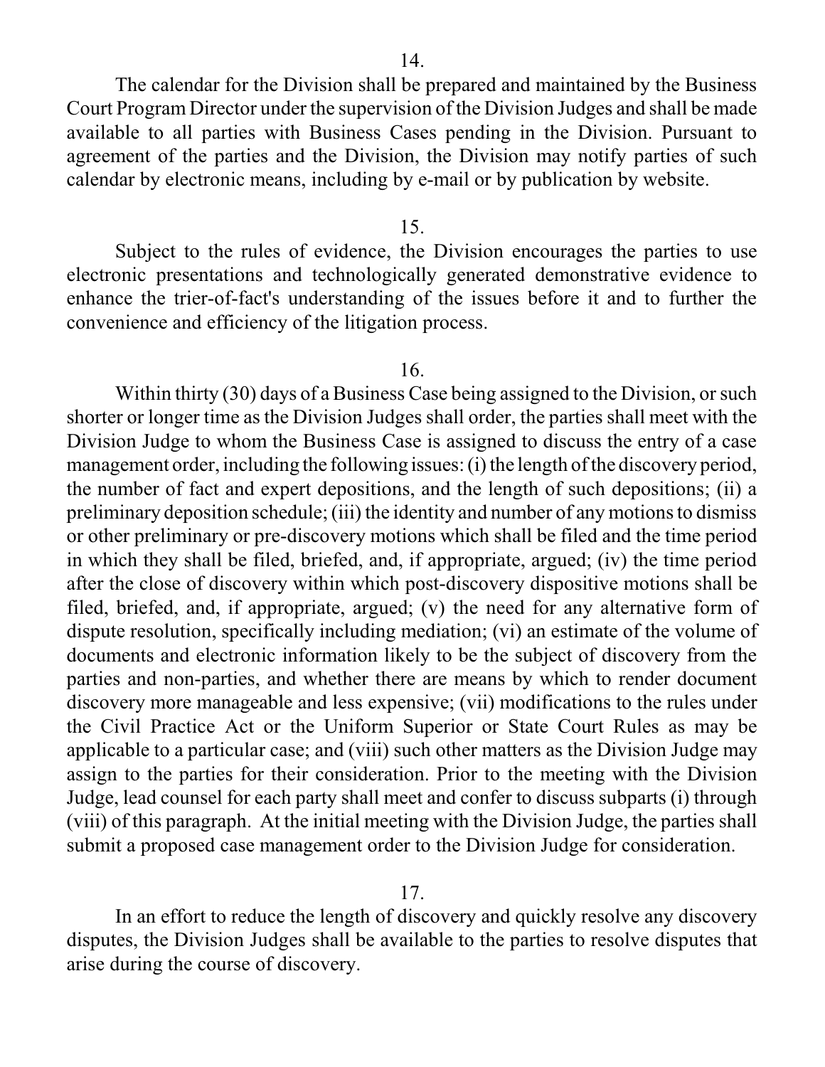14.

The calendar for the Division shall be prepared and maintained by the Business Court Program Director under the supervision of the Division Judges and shall be made available to all parties with Business Cases pending in the Division. Pursuant to agreement of the parties and the Division, the Division may notify parties of such calendar by electronic means, including by e-mail or by publication by website.

15.

Subject to the rules of evidence, the Division encourages the parties to use electronic presentations and technologically generated demonstrative evidence to enhance the trier-of-fact's understanding of the issues before it and to further the convenience and efficiency of the litigation process.

16.

Within thirty (30) days of a Business Case being assigned to the Division, or such shorter or longer time as the Division Judges shall order, the parties shall meet with the Division Judge to whom the Business Case is assigned to discuss the entry of a case management order, including the following issues: (i) the length of the discovery period, the number of fact and expert depositions, and the length of such depositions; (ii) a preliminary deposition schedule; (iii) the identity and number of any motions to dismiss or other preliminary or pre-discovery motions which shall be filed and the time period in which they shall be filed, briefed, and, if appropriate, argued; (iv) the time period after the close of discovery within which post-discovery dispositive motions shall be filed, briefed, and, if appropriate, argued; (v) the need for any alternative form of dispute resolution, specifically including mediation; (vi) an estimate of the volume of documents and electronic information likely to be the subject of discovery from the parties and non-parties, and whether there are means by which to render document discovery more manageable and less expensive; (vii) modifications to the rules under the Civil Practice Act or the Uniform Superior or State Court Rules as may be applicable to a particular case; and (viii) such other matters as the Division Judge may assign to the parties for their consideration. Prior to the meeting with the Division Judge, lead counsel for each party shall meet and confer to discuss subparts (i) through (viii) of this paragraph. At the initial meeting with the Division Judge, the parties shall submit a proposed case management order to the Division Judge for consideration.

17.

In an effort to reduce the length of discovery and quickly resolve any discovery disputes, the Division Judges shall be available to the parties to resolve disputes that arise during the course of discovery.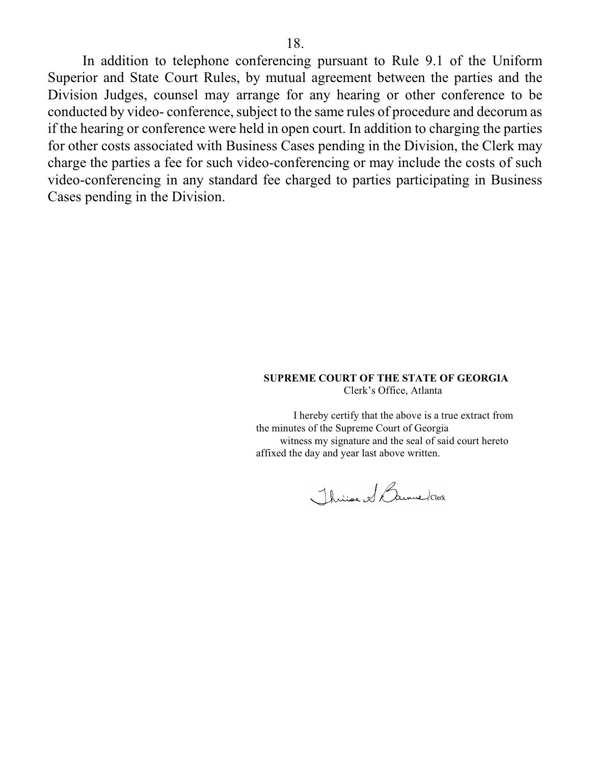18.

In addition to telephone conferencing pursuant to Rule 9.1 of the Uniform Superior and State Court Rules, by mutual agreement between the parties and the Division Judges, counsel may arrange for any hearing or other conference to be conducted by video- conference, subject to the same rules of procedure and decorum as if the hearing or conference were held in open court. In addition to charging the parties for other costs associated with Business Cases pending in the Division, the Clerk may charge the parties a fee for such video-conferencing or may include the costs of such video-conferencing in any standard fee charged to parties participating in Business Cases pending in the Division.

**SUPREME COURT OF THE STATE OF GEORGIA**
Clerk's Office, Atlanta

I hereby certify that the above is a true extract from the minutes of the Supreme Court of Georgia

witness my signature and the seal of said court hereto affixed the day and year last above written.

Thérèse S. Barnes, Clerk